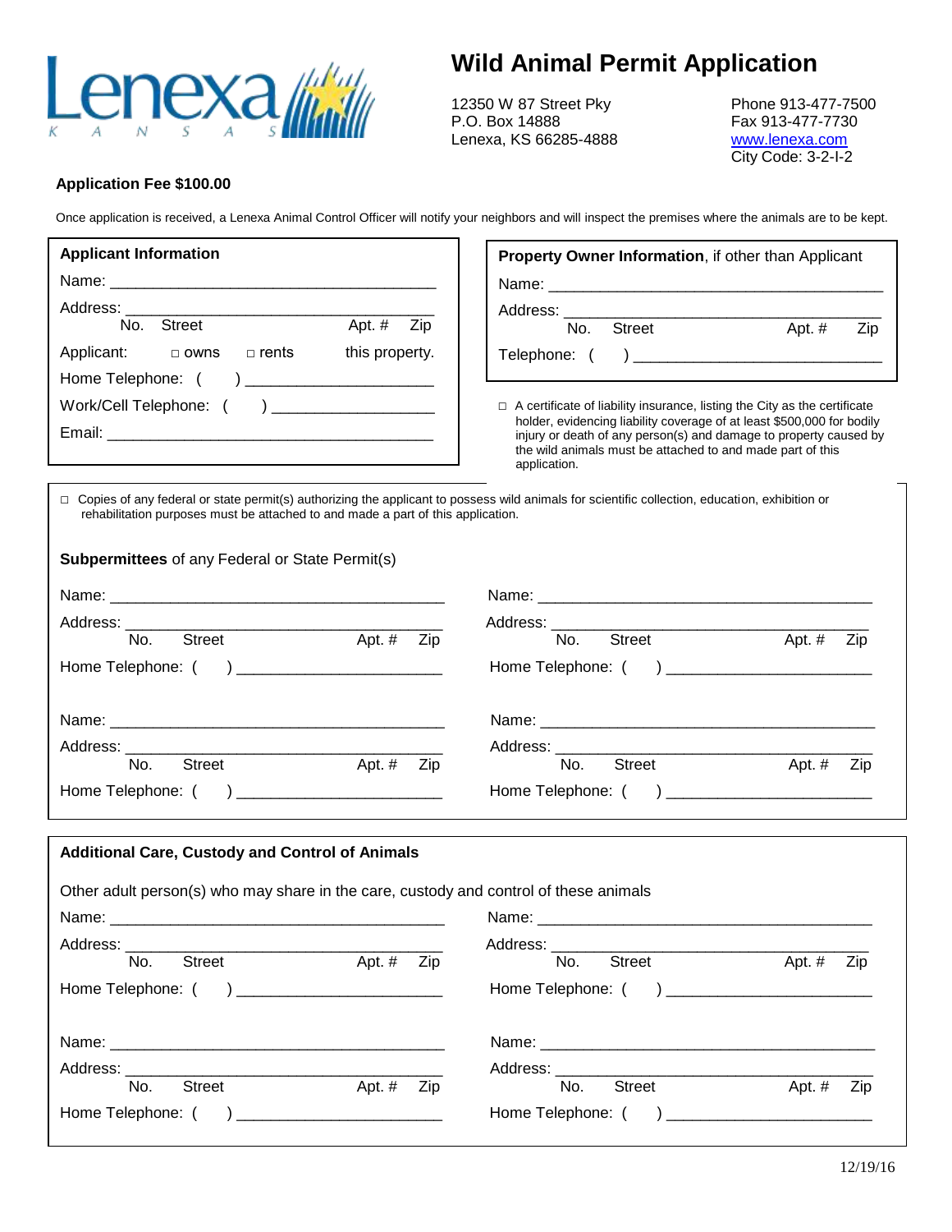# Wild Animal Permit Application

Lenexa KANSAS

12350 W 87 Street Pky
P.O. Box 14888
Lenexa, KS 66285-4888

Phone 913-477-7500
Fax 913-477-7730
www.lenexa.com
City Code: 3-2-I-2

**Application Fee $100.00**

Once application is received, a Lenexa Animal Control Officer will notify your neighbors and will inspect the premises where the animals are to be kept.

## Applicant Information

Name: ______________________________________

Address: ____________________________________
No. Street Apt. # Zip

Applicant: □ owns □ rents this property.

Home Telephone: ( ) _____________________

Work/Cell Telephone: ( ) __________________

Email: ______________________________________

## Property Owner Information, if other than Applicant

Name: ______________________________________

Address: ____________________________________
No. Street Apt. # Zip

Telephone: ( ) ___________________________

□ A certificate of liability insurance, listing the City as the certificate holder, evidencing liability coverage of at least $500,000 for bodily injury or death of any person(s) and damage to property caused by the wild animals must be attached to and made part of this application.

□ Copies of any federal or state permit(s) authorizing the applicant to possess wild animals for scientific collection, education, exhibition or rehabilitation purposes must be attached to and made a part of this application.

## Subpermittees of any Federal or State Permit(s)

Name: ______________________________________

Address: ____________________________________
No. Street Apt. # Zip

Home Telephone: ( ) _______________________

Name: ______________________________________

Address: ____________________________________
No. Street Apt. # Zip

Home Telephone: ( ) _______________________

Name: ______________________________________

Address: ____________________________________
No. Street Apt. # Zip

Home Telephone: ( ) _______________________

Name: ______________________________________

Address: ____________________________________
No. Street Apt. # Zip

Home Telephone: ( ) _______________________

## Additional Care, Custody and Control of Animals

Other adult person(s) who may share in the care, custody and control of these animals

Name: ______________________________________

Address: ____________________________________
No. Street Apt. # Zip

Home Telephone: ( ) _______________________

Name: ______________________________________

Address: ____________________________________
No. Street Apt. # Zip

Home Telephone: ( ) _______________________

Name: ______________________________________

Address: ____________________________________
No. Street Apt. # Zip

Home Telephone: ( ) _______________________

Name: ______________________________________

Address: ____________________________________
No. Street Apt. # Zip

Home Telephone: ( ) _______________________

12/19/16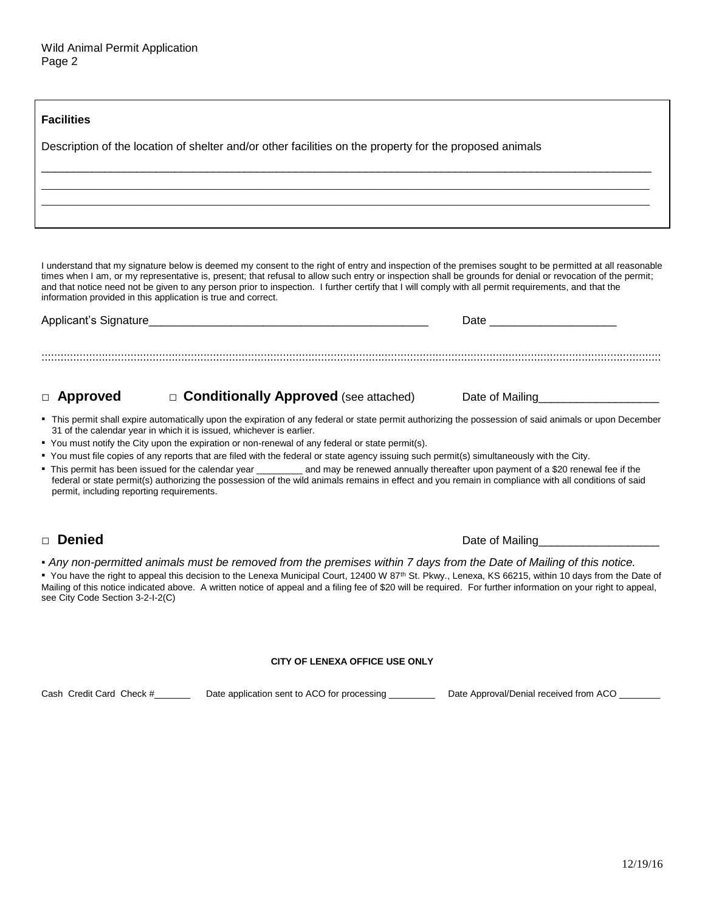### Facilities

Description of the location of shelter and/or other facilities on the property for the proposed animals

\_\_\_\_\_\_\_\_\_\_\_\_\_\_\_\_\_\_\_\_\_\_\_\_\_\_\_\_\_\_\_\_\_\_\_\_\_\_\_\_\_\_\_\_\_\_\_\_\_\_\_\_\_\_\_\_\_\_\_\_\_\_\_\_\_\_\_\_\_\_\_\_\_\_\_\_\_\_\_\_\_\_\_\_\_\_\_\_\_\_\_\_
\_\_\_\_\_\_\_\_\_\_\_\_\_\_\_\_\_\_\_\_\_\_\_\_\_\_\_\_\_\_\_\_\_\_\_\_\_\_\_\_\_\_\_\_\_\_\_\_\_\_\_\_\_\_\_\_\_\_\_\_\_\_\_\_\_\_\_\_\_\_\_\_\_\_\_\_\_\_\_\_\_\_\_\_\_\_\_\_\_\_\_\_
\_\_\_\_\_\_\_\_\_\_\_\_\_\_\_\_\_\_\_\_\_\_\_\_\_\_\_\_\_\_\_\_\_\_\_\_\_\_\_\_\_\_\_\_\_\_\_\_\_\_\_\_\_\_\_\_\_\_\_\_\_\_\_\_\_\_\_\_\_\_\_\_\_\_\_\_\_\_\_\_\_\_\_\_\_\_\_\_\_\_\_\_

I understand that my signature below is deemed my consent to the right of entry and inspection of the premises sought to be permitted at all reasonable times when I am, or my representative is, present; that refusal to allow such entry or inspection shall be grounds for denial or revocation of the permit; and that notice need not be given to any person prior to inspection. I further certify that I will comply with all permit requirements, and that the information provided in this application is true and correct.

Applicant's Signature\_\_\_\_\_\_\_\_\_\_\_\_\_\_\_\_\_\_\_\_\_\_\_\_\_\_\_\_\_\_\_\_\_\_\_\_\_\_\_\_\_\_\_\_ Date \_\_\_\_\_\_\_\_\_\_\_\_\_\_\_\_\_\_\_\_

□ **Approved** □ **Conditionally Approved** (see attached) Date of Mailing\_\_\_\_\_\_\_\_\_\_\_\_\_\_\_\_\_\_\_

- This permit shall expire automatically upon the expiration of any federal or state permit authorizing the possession of said animals or upon December 31 of the calendar year in which it is issued, whichever is earlier.
- You must notify the City upon the expiration or non-renewal of any federal or state permit(s).
- You must file copies of any reports that are filed with the federal or state agency issuing such permit(s) simultaneously with the City.
- This permit has been issued for the calendar year \_\_\_\_\_\_\_\_\_ and may be renewed annually thereafter upon payment of a $20 renewal fee if the federal or state permit(s) authorizing the possession of the wild animals remains in effect and you remain in compliance with all conditions of said permit, including reporting requirements.

□ **Denied** Date of Mailing\_\_\_\_\_\_\_\_\_\_\_\_\_\_\_\_\_\_\_

- *Any non-permitted animals must be removed from the premises within 7 days from the Date of Mailing of this notice.*
- You have the right to appeal this decision to the Lenexa Municipal Court, 12400 W 87th St. Pkwy., Lenexa, KS 66215, within 10 days from the Date of Mailing of this notice indicated above. A written notice of appeal and a filing fee of $20 will be required. For further information on your right to appeal, see City Code Section 3-2-I-2(C)

**CITY OF LENEXA OFFICE USE ONLY**

Cash Credit Card Check #\_\_\_\_\_\_\_ Date application sent to ACO for processing \_\_\_\_\_\_\_\_\_ Date Approval/Denial received from ACO \_\_\_\_\_\_\_\_

12/19/16